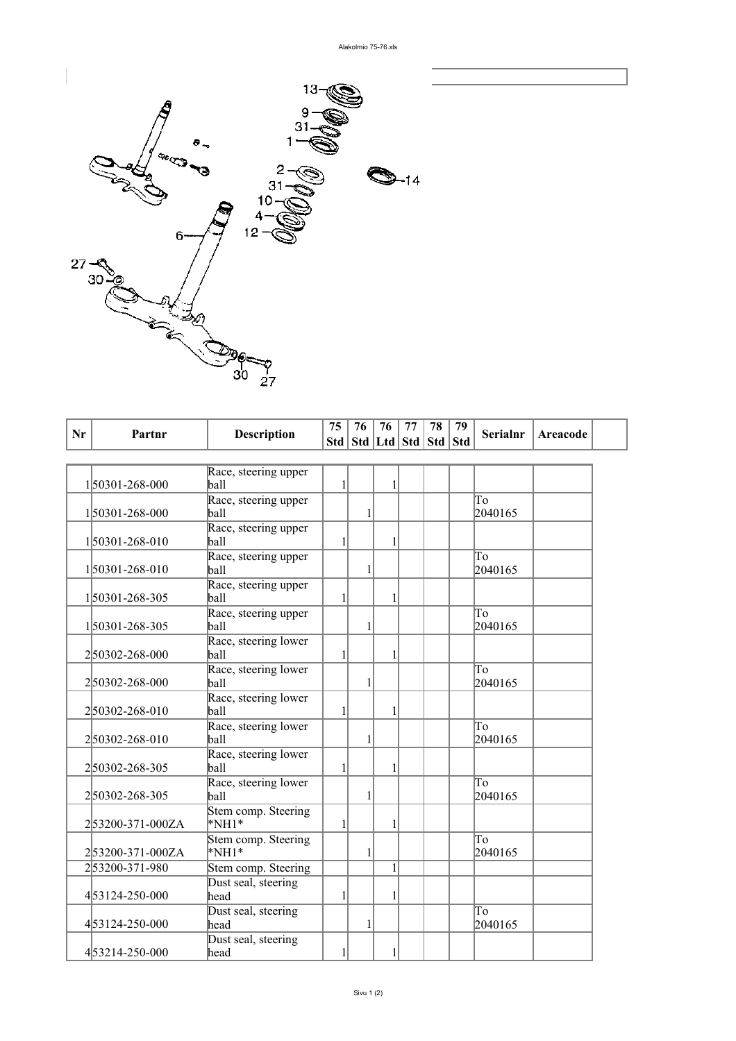| Nr | Partnr | Description | 75 Std | 76 Std | 76 Ltd | 77 Std | 78 Std | 79 Std | Serialnr | Areacode | |
|---|---|---|---|---|---|---|---|---|---|---|---|
| 1 | 50301-268-000 | Race, steering upper ball | 1 | | 1 | | | | | | |
| 1 | 50301-268-000 | Race, steering upper ball | | 1 | | | | | To 2040165 | | |
| 1 | 50301-268-010 | Race, steering upper ball | 1 | | 1 | | | | | | |
| 1 | 50301-268-010 | Race, steering upper ball | | 1 | | | | | To 2040165 | | |
| 1 | 50301-268-305 | Race, steering upper ball | 1 | | 1 | | | | | | |
| 1 | 50301-268-305 | Race, steering upper ball | | 1 | | | | | To 2040165 | | |
| 2 | 50302-268-000 | Race, steering lower ball | 1 | | 1 | | | | | | |
| 2 | 50302-268-000 | Race, steering lower ball | | 1 | | | | | To 2040165 | | |
| 2 | 50302-268-010 | Race, steering lower ball | 1 | | 1 | | | | | | |
| 2 | 50302-268-010 | Race, steering lower ball | | 1 | | | | | To 2040165 | | |
| 2 | 50302-268-305 | Race, steering lower ball | 1 | | 1 | | | | | | |
| 2 | 50302-268-305 | Race, steering lower ball | | 1 | | | | | To 2040165 | | |
| 2 | 53200-371-000ZA | Stem comp. Steering *NH1* | 1 | | 1 | | | | | | |
| 2 | 53200-371-000ZA | Stem comp. Steering *NH1* | | 1 | | | | | To 2040165 | | |
| 2 | 53200-371-980 | Stem comp. Steering | | | 1 | | | | | | |
| 4 | 53124-250-000 | Dust seal, steering head | 1 | | 1 | | | | | | |
| 4 | 53124-250-000 | Dust seal, steering head | | 1 | | | | | To 2040165 | | |
| 4 | 53214-250-000 | Dust seal, steering head | 1 | | 1 | | | | | | |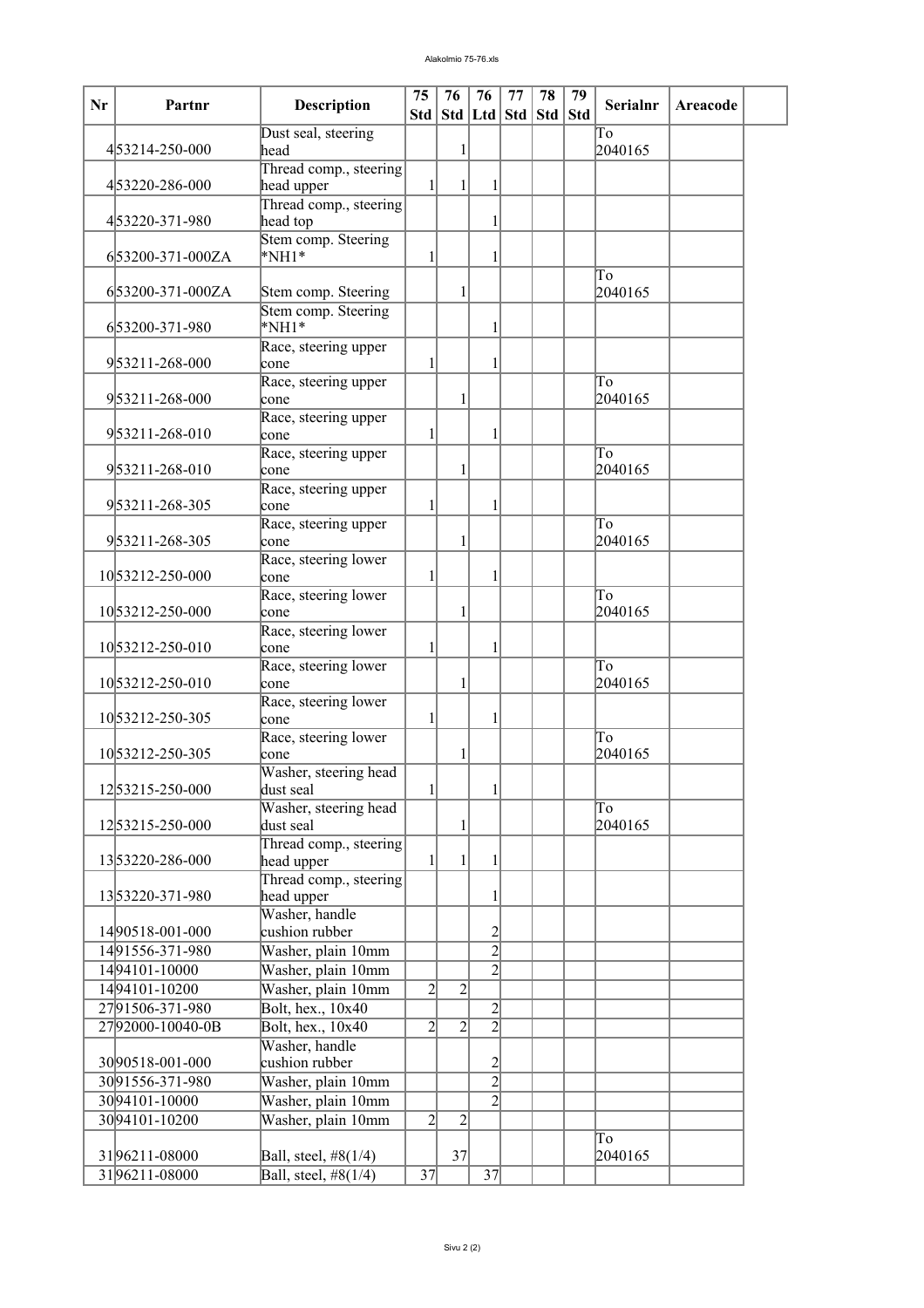| Nr | Partnr | Description | 75 Std | 76 Std | 76 Ltd | 77 Std | 78 Std | 79 Std | Serialnr | Areacode | |
|---|---|---|---|---|---|---|---|---|---|---|---|
| 4 | 53214-250-000 | Dust seal, steering head | | 1 | | | | | To 2040165 | | |
| 4 | 53220-286-000 | Thread comp., steering head upper | 1 | 1 | 1 | | | | | | |
| 4 | 53220-371-980 | Thread comp., steering head top | | | 1 | | | | | | |
| 6 | 53200-371-000ZA | Stem comp. Steering *NH1* | 1 | | 1 | | | | | | |
| 6 | 53200-371-000ZA | Stem comp. Steering | | 1 | | | | | To 2040165 | | |
| 6 | 53200-371-980 | Stem comp. Steering *NH1* | | | 1 | | | | | | |
| 9 | 53211-268-000 | Race, steering upper cone | 1 | | 1 | | | | | | |
| 9 | 53211-268-000 | Race, steering upper cone | | 1 | | | | | To 2040165 | | |
| 9 | 53211-268-010 | Race, steering upper cone | 1 | | 1 | | | | | | |
| 9 | 53211-268-010 | Race, steering upper cone | | 1 | | | | | To 2040165 | | |
| 9 | 53211-268-305 | Race, steering upper cone | 1 | | 1 | | | | | | |
| 9 | 53211-268-305 | Race, steering upper cone | | 1 | | | | | To 2040165 | | |
| 10 | 53212-250-000 | Race, steering lower cone | 1 | | 1 | | | | | | |
| 10 | 53212-250-000 | Race, steering lower cone | | 1 | | | | | To 2040165 | | |
| 10 | 53212-250-010 | Race, steering lower cone | 1 | | 1 | | | | | | |
| 10 | 53212-250-010 | Race, steering lower cone | | 1 | | | | | To 2040165 | | |
| 10 | 53212-250-305 | Race, steering lower cone | 1 | | 1 | | | | | | |
| 10 | 53212-250-305 | Race, steering lower cone | | 1 | | | | | To 2040165 | | |
| 12 | 53215-250-000 | Washer, steering head dust seal | 1 | | 1 | | | | | | |
| 12 | 53215-250-000 | Washer, steering head dust seal | | 1 | | | | | To 2040165 | | |
| 13 | 53220-286-000 | Thread comp., steering head upper | 1 | 1 | 1 | | | | | | |
| 13 | 53220-371-980 | Thread comp., steering head upper | | | 1 | | | | | | |
| 14 | 90518-001-000 | Washer, handle cushion rubber | | | 2 | | | | | | |
| 14 | 91556-371-980 | Washer, plain 10mm | | | 2 | | | | | | |
| 14 | 94101-10000 | Washer, plain 10mm | | | 2 | | | | | | |
| 14 | 94101-10200 | Washer, plain 10mm | 2 | 2 | | | | | | | |
| 27 | 91506-371-980 | Bolt, hex., 10x40 | | | 2 | | | | | | |
| 27 | 92000-10040-0B | Bolt, hex., 10x40 | 2 | 2 | 2 | | | | | | |
| 30 | 90518-001-000 | Washer, handle cushion rubber | | | 2 | | | | | | |
| 30 | 91556-371-980 | Washer, plain 10mm | | | 2 | | | | | | |
| 30 | 94101-10000 | Washer, plain 10mm | | | 2 | | | | | | |
| 30 | 94101-10200 | Washer, plain 10mm | 2 | 2 | | | | | | | |
| 31 | 96211-08000 | Ball, steel, #8(1/4) | | 37 | | | | | To 2040165 | | |
| 31 | 96211-08000 | Ball, steel, #8(1/4) | 37 | | 37 | | | | | | |